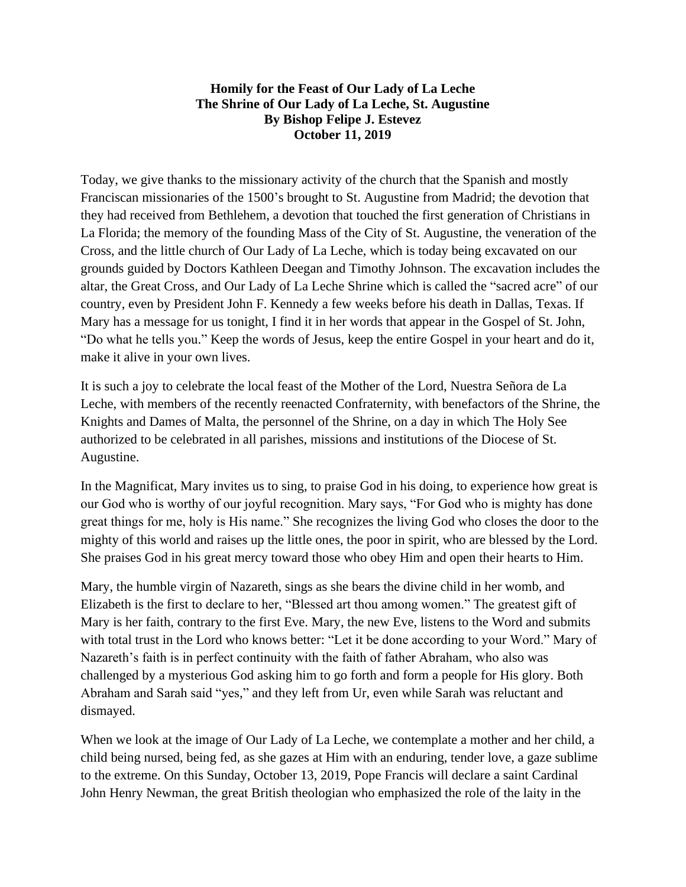**Homily for the Feast of Our Lady of La Leche**
**The Shrine of Our Lady of La Leche, St. Augustine**
**By Bishop Felipe J. Estevez**
**October 11, 2019**

Today, we give thanks to the missionary activity of the church that the Spanish and mostly Franciscan missionaries of the 1500's brought to St. Augustine from Madrid; the devotion that they had received from Bethlehem, a devotion that touched the first generation of Christians in La Florida; the memory of the founding Mass of the City of St. Augustine, the veneration of the Cross, and the little church of Our Lady of La Leche, which is today being excavated on our grounds guided by Doctors Kathleen Deegan and Timothy Johnson. The excavation includes the altar, the Great Cross, and Our Lady of La Leche Shrine which is called the "sacred acre" of our country, even by President John F. Kennedy a few weeks before his death in Dallas, Texas. If Mary has a message for us tonight, I find it in her words that appear in the Gospel of St. John, "Do what he tells you." Keep the words of Jesus, keep the entire Gospel in your heart and do it, make it alive in your own lives.

It is such a joy to celebrate the local feast of the Mother of the Lord, Nuestra Señora de La Leche, with members of the recently reenacted Confraternity, with benefactors of the Shrine, the Knights and Dames of Malta, the personnel of the Shrine, on a day in which The Holy See authorized to be celebrated in all parishes, missions and institutions of the Diocese of St. Augustine.

In the Magnificat, Mary invites us to sing, to praise God in his doing, to experience how great is our God who is worthy of our joyful recognition. Mary says, "For God who is mighty has done great things for me, holy is His name." She recognizes the living God who closes the door to the mighty of this world and raises up the little ones, the poor in spirit, who are blessed by the Lord. She praises God in his great mercy toward those who obey Him and open their hearts to Him.

Mary, the humble virgin of Nazareth, sings as she bears the divine child in her womb, and Elizabeth is the first to declare to her, "Blessed art thou among women." The greatest gift of Mary is her faith, contrary to the first Eve. Mary, the new Eve, listens to the Word and submits with total trust in the Lord who knows better: "Let it be done according to your Word." Mary of Nazareth's faith is in perfect continuity with the faith of father Abraham, who also was challenged by a mysterious God asking him to go forth and form a people for His glory. Both Abraham and Sarah said "yes," and they left from Ur, even while Sarah was reluctant and dismayed.

When we look at the image of Our Lady of La Leche, we contemplate a mother and her child, a child being nursed, being fed, as she gazes at Him with an enduring, tender love, a gaze sublime to the extreme. On this Sunday, October 13, 2019, Pope Francis will declare a saint Cardinal John Henry Newman, the great British theologian who emphasized the role of the laity in the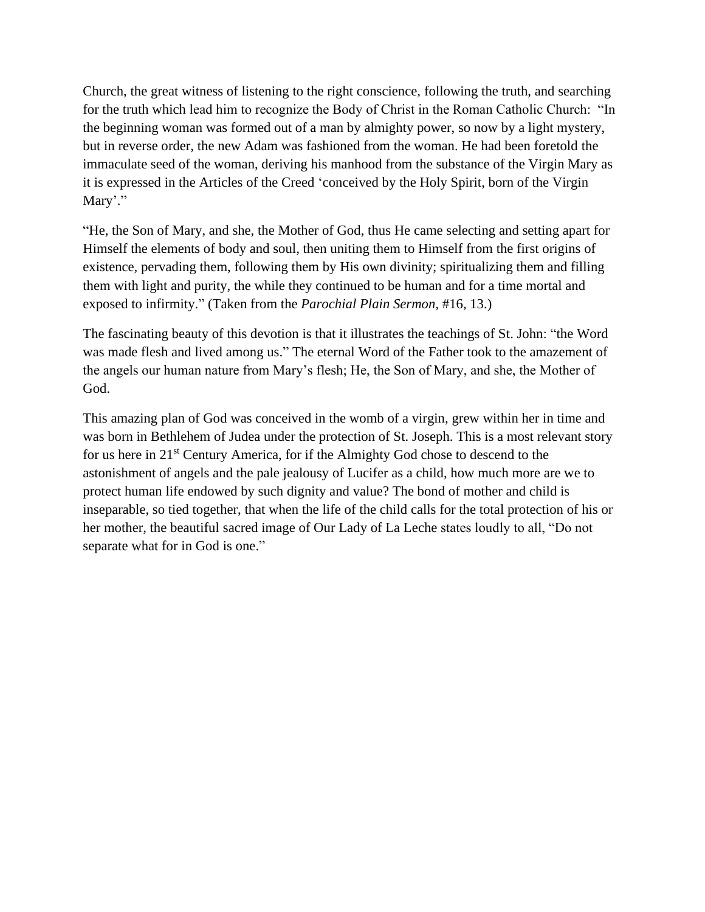Church, the great witness of listening to the right conscience, following the truth, and searching for the truth which lead him to recognize the Body of Christ in the Roman Catholic Church: "In the beginning woman was formed out of a man by almighty power, so now by a light mystery, but in reverse order, the new Adam was fashioned from the woman. He had been foretold the immaculate seed of the woman, deriving his manhood from the substance of the Virgin Mary as it is expressed in the Articles of the Creed 'conceived by the Holy Spirit, born of the Virgin Mary'."

"He, the Son of Mary, and she, the Mother of God, thus He came selecting and setting apart for Himself the elements of body and soul, then uniting them to Himself from the first origins of existence, pervading them, following them by His own divinity; spiritualizing them and filling them with light and purity, the while they continued to be human and for a time mortal and exposed to infirmity." (Taken from the *Parochial Plain Sermon*, #16, 13.)

The fascinating beauty of this devotion is that it illustrates the teachings of St. John: "the Word was made flesh and lived among us." The eternal Word of the Father took to the amazement of the angels our human nature from Mary's flesh; He, the Son of Mary, and she, the Mother of God.

This amazing plan of God was conceived in the womb of a virgin, grew within her in time and was born in Bethlehem of Judea under the protection of St. Joseph. This is a most relevant story for us here in 21st Century America, for if the Almighty God chose to descend to the astonishment of angels and the pale jealousy of Lucifer as a child, how much more are we to protect human life endowed by such dignity and value? The bond of mother and child is inseparable, so tied together, that when the life of the child calls for the total protection of his or her mother, the beautiful sacred image of Our Lady of La Leche states loudly to all, "Do not separate what for in God is one."